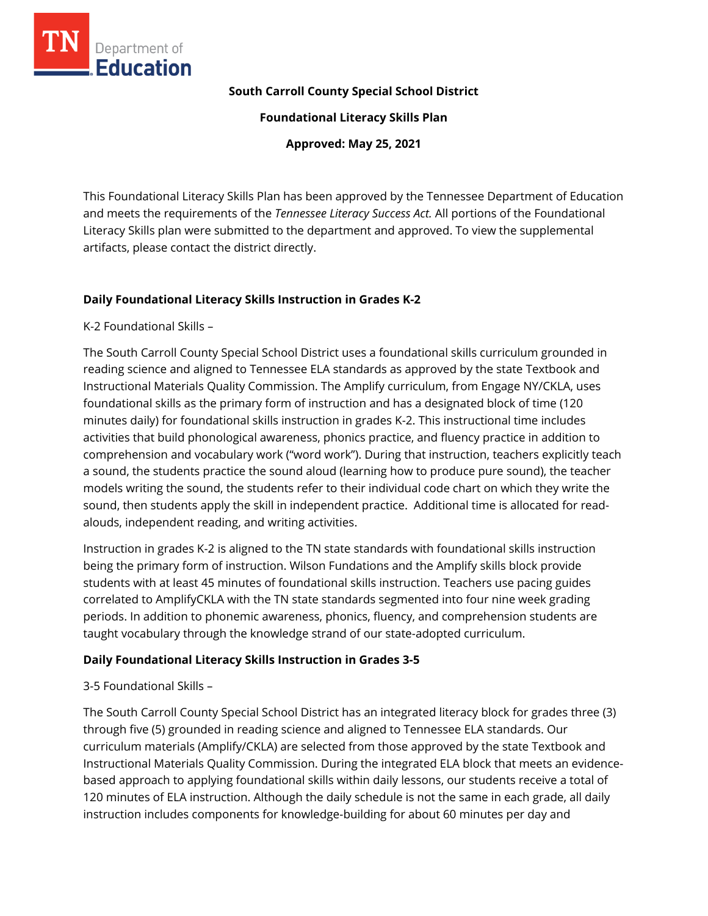**South Carroll County Special School District**

**Foundational Literacy Skills Plan**

**Approved: May 25, 2021**

This Foundational Literacy Skills Plan has been approved by the Tennessee Department of Education and meets the requirements of the *Tennessee Literacy Success Act.* All portions of the Foundational Literacy Skills plan were submitted to the department and approved. To view the supplemental artifacts, please contact the district directly.

## Daily Foundational Literacy Skills Instruction in Grades K-2

K-2 Foundational Skills –

The South Carroll County Special School District uses a foundational skills curriculum grounded in reading science and aligned to Tennessee ELA standards as approved by the state Textbook and Instructional Materials Quality Commission. The Amplify curriculum, from Engage NY/CKLA, uses foundational skills as the primary form of instruction and has a designated block of time (120 minutes daily) for foundational skills instruction in grades K-2. This instructional time includes activities that build phonological awareness, phonics practice, and fluency practice in addition to comprehension and vocabulary work ("word work"). During that instruction, teachers explicitly teach a sound, the students practice the sound aloud (learning how to produce pure sound), the teacher models writing the sound, the students refer to their individual code chart on which they write the sound, then students apply the skill in independent practice. Additional time is allocated for read-alouds, independent reading, and writing activities.

Instruction in grades K-2 is aligned to the TN state standards with foundational skills instruction being the primary form of instruction. Wilson Fundations and the Amplify skills block provide students with at least 45 minutes of foundational skills instruction. Teachers use pacing guides correlated to AmplifyCKLA with the TN state standards segmented into four nine week grading periods. In addition to phonemic awareness, phonics, fluency, and comprehension students are taught vocabulary through the knowledge strand of our state-adopted curriculum.

## Daily Foundational Literacy Skills Instruction in Grades 3-5

3-5 Foundational Skills –

The South Carroll County Special School District has an integrated literacy block for grades three (3) through five (5) grounded in reading science and aligned to Tennessee ELA standards. Our curriculum materials (Amplify/CKLA) are selected from those approved by the state Textbook and Instructional Materials Quality Commission. During the integrated ELA block that meets an evidence-based approach to applying foundational skills within daily lessons, our students receive a total of 120 minutes of ELA instruction. Although the daily schedule is not the same in each grade, all daily instruction includes components for knowledge-building for about 60 minutes per day and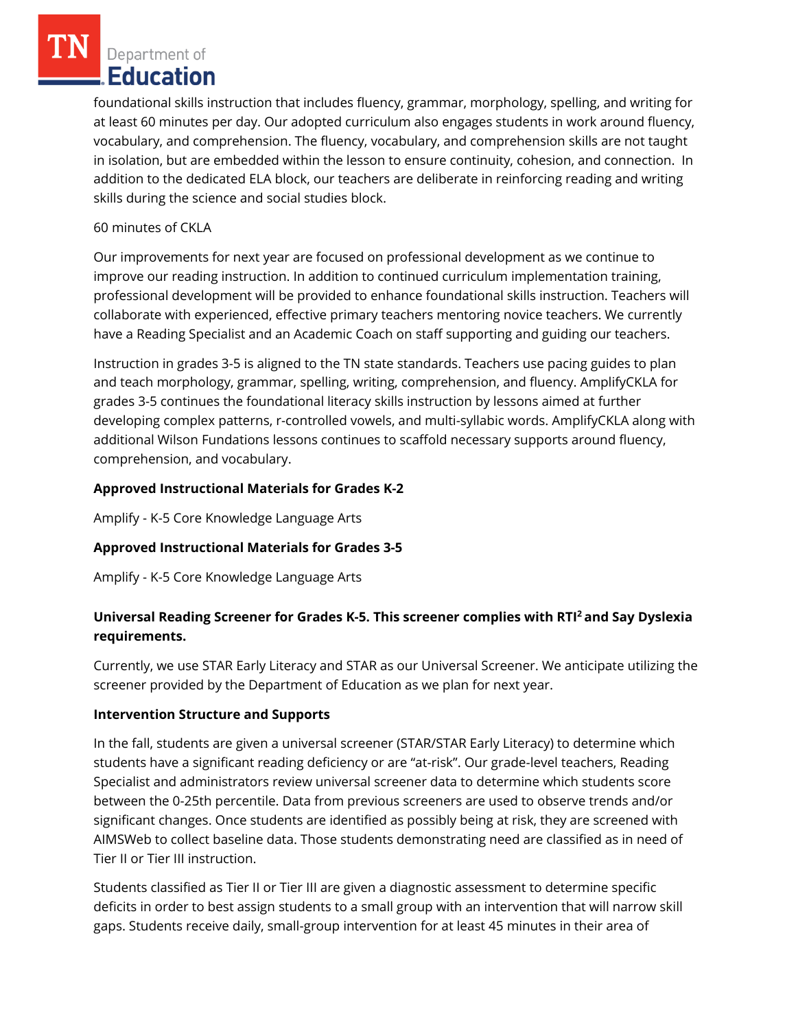foundational skills instruction that includes fluency, grammar, morphology, spelling, and writing for at least 60 minutes per day. Our adopted curriculum also engages students in work around fluency, vocabulary, and comprehension. The fluency, vocabulary, and comprehension skills are not taught in isolation, but are embedded within the lesson to ensure continuity, cohesion, and connection. In addition to the dedicated ELA block, our teachers are deliberate in reinforcing reading and writing skills during the science and social studies block.

60 minutes of CKLA

Our improvements for next year are focused on professional development as we continue to improve our reading instruction. In addition to continued curriculum implementation training, professional development will be provided to enhance foundational skills instruction. Teachers will collaborate with experienced, effective primary teachers mentoring novice teachers. We currently have a Reading Specialist and an Academic Coach on staff supporting and guiding our teachers.

Instruction in grades 3-5 is aligned to the TN state standards. Teachers use pacing guides to plan and teach morphology, grammar, spelling, writing, comprehension, and fluency. AmplifyCKLA for grades 3-5 continues the foundational literacy skills instruction by lessons aimed at further developing complex patterns, r-controlled vowels, and multi-syllabic words. AmplifyCKLA along with additional Wilson Fundations lessons continues to scaffold necessary supports around fluency, comprehension, and vocabulary.

**Approved Instructional Materials for Grades K-2**

Amplify - K-5 Core Knowledge Language Arts

**Approved Instructional Materials for Grades 3-5**

Amplify - K-5 Core Knowledge Language Arts

**Universal Reading Screener for Grades K-5. This screener complies with RTI² and Say Dyslexia requirements.**

Currently, we use STAR Early Literacy and STAR as our Universal Screener. We anticipate utilizing the screener provided by the Department of Education as we plan for next year.

**Intervention Structure and Supports**

In the fall, students are given a universal screener (STAR/STAR Early Literacy) to determine which students have a significant reading deficiency or are "at-risk". Our grade-level teachers, Reading Specialist and administrators review universal screener data to determine which students score between the 0-25th percentile. Data from previous screeners are used to observe trends and/or significant changes. Once students are identified as possibly being at risk, they are screened with AIMSWeb to collect baseline data. Those students demonstrating need are classified as in need of Tier II or Tier III instruction.

Students classified as Tier II or Tier III are given a diagnostic assessment to determine specific deficits in order to best assign students to a small group with an intervention that will narrow skill gaps. Students receive daily, small-group intervention for at least 45 minutes in their area of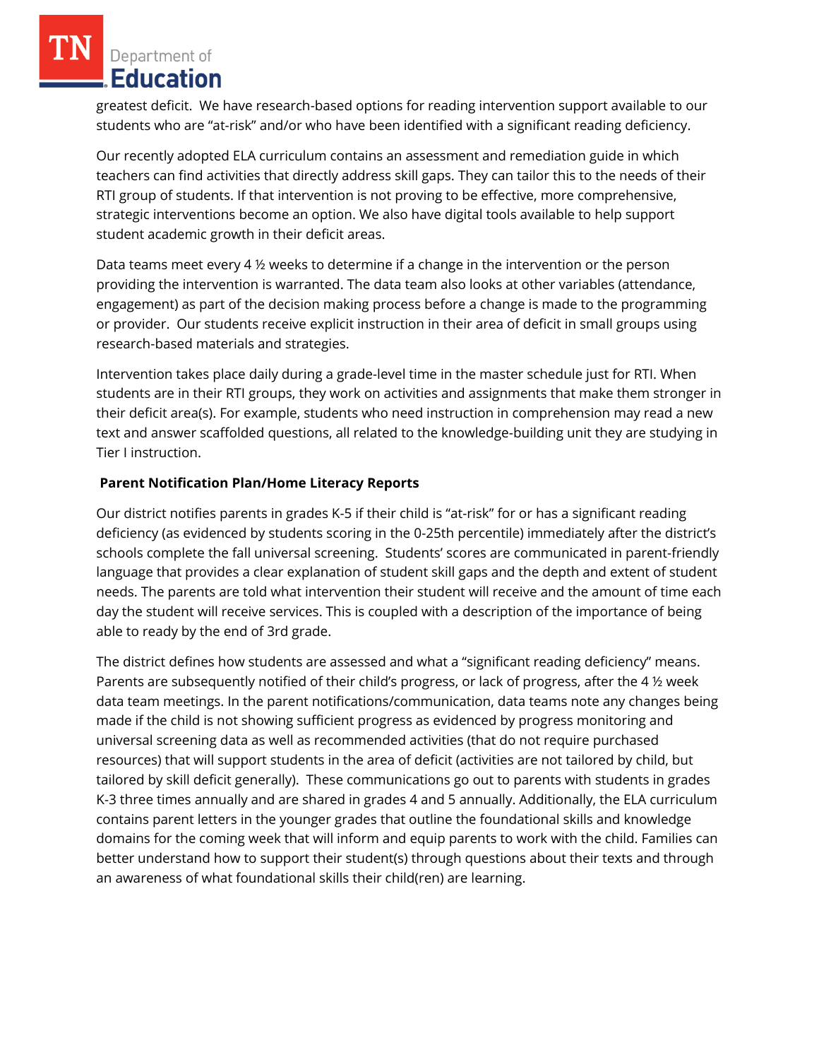greatest deficit. We have research-based options for reading intervention support available to our students who are "at-risk" and/or who have been identified with a significant reading deficiency.

Our recently adopted ELA curriculum contains an assessment and remediation guide in which teachers can find activities that directly address skill gaps. They can tailor this to the needs of their RTI group of students. If that intervention is not proving to be effective, more comprehensive, strategic interventions become an option. We also have digital tools available to help support student academic growth in their deficit areas.

Data teams meet every 4 ½ weeks to determine if a change in the intervention or the person providing the intervention is warranted. The data team also looks at other variables (attendance, engagement) as part of the decision making process before a change is made to the programming or provider. Our students receive explicit instruction in their area of deficit in small groups using research-based materials and strategies.

Intervention takes place daily during a grade-level time in the master schedule just for RTI. When students are in their RTI groups, they work on activities and assignments that make them stronger in their deficit area(s). For example, students who need instruction in comprehension may read a new text and answer scaffolded questions, all related to the knowledge-building unit they are studying in Tier I instruction.

**Parent Notification Plan/Home Literacy Reports**

Our district notifies parents in grades K-5 if their child is "at-risk" for or has a significant reading deficiency (as evidenced by students scoring in the 0-25th percentile) immediately after the district's schools complete the fall universal screening. Students' scores are communicated in parent-friendly language that provides a clear explanation of student skill gaps and the depth and extent of student needs. The parents are told what intervention their student will receive and the amount of time each day the student will receive services. This is coupled with a description of the importance of being able to ready by the end of 3rd grade.

The district defines how students are assessed and what a "significant reading deficiency" means. Parents are subsequently notified of their child's progress, or lack of progress, after the 4 ½ week data team meetings. In the parent notifications/communication, data teams note any changes being made if the child is not showing sufficient progress as evidenced by progress monitoring and universal screening data as well as recommended activities (that do not require purchased resources) that will support students in the area of deficit (activities are not tailored by child, but tailored by skill deficit generally). These communications go out to parents with students in grades K-3 three times annually and are shared in grades 4 and 5 annually. Additionally, the ELA curriculum contains parent letters in the younger grades that outline the foundational skills and knowledge domains for the coming week that will inform and equip parents to work with the child. Families can better understand how to support their student(s) through questions about their texts and through an awareness of what foundational skills their child(ren) are learning.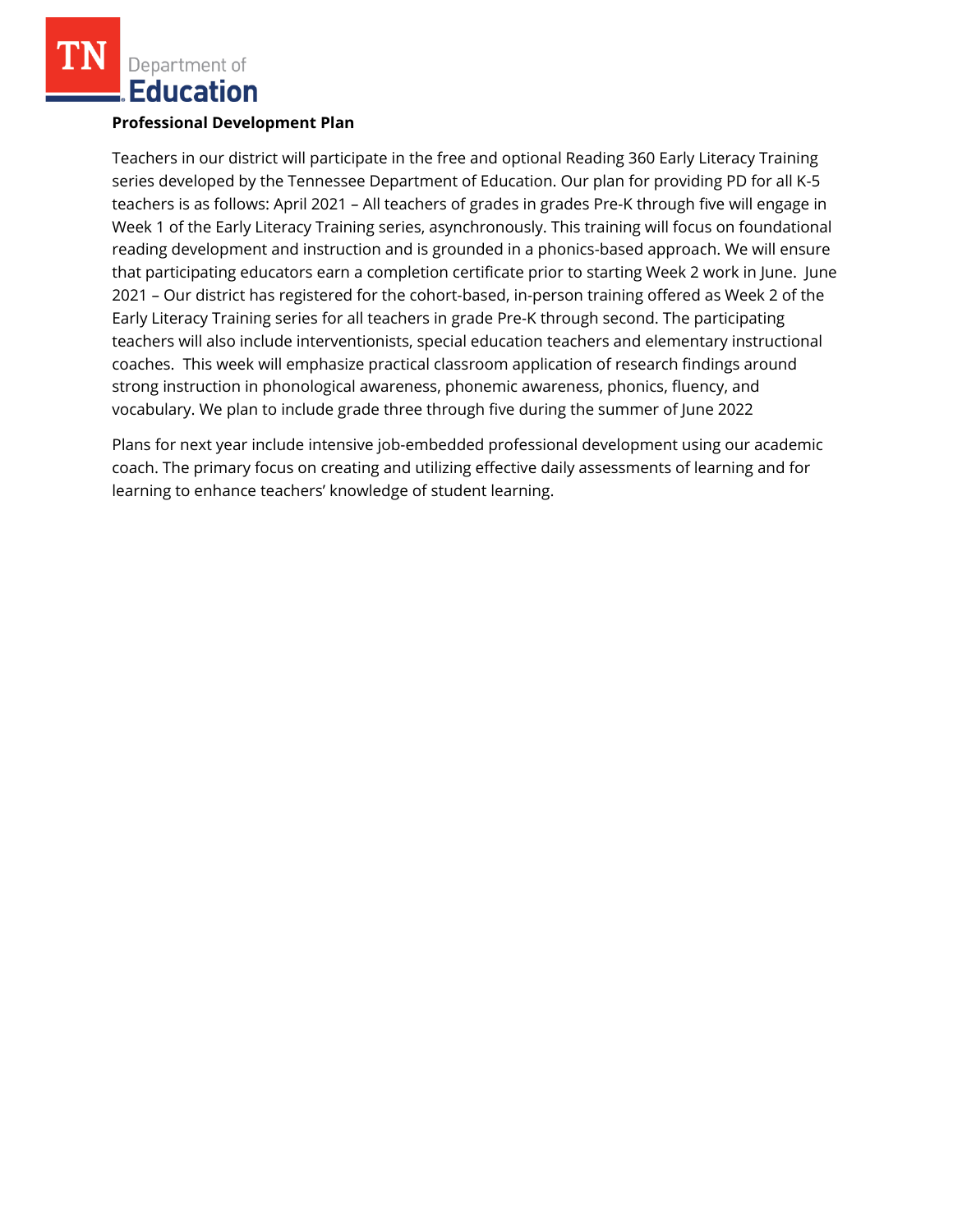**Professional Development Plan**

Teachers in our district will participate in the free and optional Reading 360 Early Literacy Training series developed by the Tennessee Department of Education. Our plan for providing PD for all K-5 teachers is as follows: April 2021 – All teachers of grades in grades Pre-K through five will engage in Week 1 of the Early Literacy Training series, asynchronously. This training will focus on foundational reading development and instruction and is grounded in a phonics-based approach. We will ensure that participating educators earn a completion certificate prior to starting Week 2 work in June. June 2021 – Our district has registered for the cohort-based, in-person training offered as Week 2 of the Early Literacy Training series for all teachers in grade Pre-K through second. The participating teachers will also include interventionists, special education teachers and elementary instructional coaches. This week will emphasize practical classroom application of research findings around strong instruction in phonological awareness, phonemic awareness, phonics, fluency, and vocabulary. We plan to include grade three through five during the summer of June 2022

Plans for next year include intensive job-embedded professional development using our academic coach. The primary focus on creating and utilizing effective daily assessments of learning and for learning to enhance teachers' knowledge of student learning.